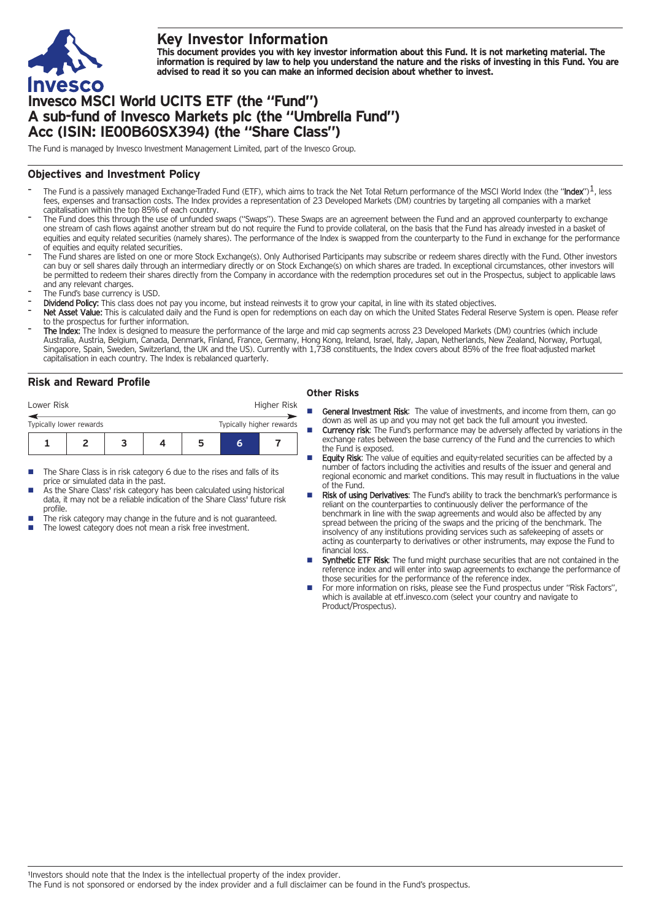# Key Investor Information

**This document provides you with key investor information about this Fund. It is not marketing material. The information is required by law to help you understand the nature and the risks of investing in this Fund. You are advised to read it so you can make an informed decision about whether to invest.**

# Invesco MSCI World UCITS ETF (the "Fund") A sub-fund of Invesco Markets plc (the "Umbrella Fund") Acc (ISIN: IE00B60SX394) (the "Share Class")

The Fund is managed by Invesco Investment Management Limited, part of the Invesco Group.

## Objectives and Investment Policy

- The Fund is a passively managed Exchange-Traded Fund (ETF), which aims to track the Net Total Return performance of the MSCI World Index (the "**Index**")[1], less fees, expenses and transaction costs. The Index provides a representation of 23 Developed Markets (DM) countries by targeting all companies with a market capitalisation within the top 85% of each country.
- The Fund does this through the use of unfunded swaps ("Swaps"). These Swaps are an agreement between the Fund and an approved counterparty to exchange one stream of cash flows against another stream but do not require the Fund to provide collateral, on the basis that the Fund has already invested in a basket of equities and equity related securities (namely shares). The performance of the Index is swapped from the counterparty to the Fund in exchange for the performance of equities and equity related securities.
- The Fund shares are listed on one or more Stock Exchange(s). Only Authorised Participants may subscribe or redeem shares directly with the Fund. Other investors can buy or sell shares daily through an intermediary directly or on Stock Exchange(s) on which shares are traded. In exceptional circumstances, other investors will be permitted to redeem their shares directly from the Company in accordance with the redemption procedures set out in the Prospectus, subject to applicable laws and any relevant charges.
- The Fund's base currency is USD.
- **Dividend Policy:** This class does not pay you income, but instead reinvests it to grow your capital, in line with its stated objectives.
- **Net Asset Value:** This is calculated daily and the Fund is open for redemptions on each day on which the United States Federal Reserve System is open. Please refer to the prospectus for further information.
- **The Index:** The Index is designed to measure the performance of the large and mid cap segments across 23 Developed Markets (DM) countries (which include Australia, Austria, Belgium, Canada, Denmark, Finland, France, Germany, Hong Kong, Ireland, Israel, Italy, Japan, Netherlands, New Zealand, Norway, Portugal, Singapore, Spain, Sweden, Switzerland, the UK and the US). Currently with 1,738 constituents, the Index covers about 85% of the free float-adjusted market capitalisation in each country. The Index is rebalanced quarterly.

## Risk and Reward Profile

| Lower Risk | | | | | | Higher Risk |
|---|---|---|---|---|---|---|
| Typically lower rewards | | | | | | Typically higher rewards |
| 1 | 2 | 3 | 4 | 5 | **6** | 7 |

- The Share Class is in risk category 6 due to the rises and falls of its price or simulated data in the past.
- As the Share Class' risk category has been calculated using historical data, it may not be a reliable indication of the Share Class' future risk profile.
- The risk category may change in the future and is not guaranteed.
- The lowest category does not mean a risk free investment.

### Other Risks

- **General Investment Risk**: The value of investments, and income from them, can go down as well as up and you may not get back the full amount you invested.
- **Currency risk**: The Fund's performance may be adversely affected by variations in the exchange rates between the base currency of the Fund and the currencies to which the Fund is exposed.
- **Equity Risk**: The value of equities and equity-related securities can be affected by a number of factors including the activities and results of the issuer and general and regional economic and market conditions. This may result in fluctuations in the value of the Fund.
- **Risk of using Derivatives**: The Fund's ability to track the benchmark's performance is reliant on the counterparties to continuously deliver the performance of the benchmark in line with the swap agreements and would also be affected by any spread between the pricing of the swaps and the pricing of the benchmark. The insolvency of any institutions providing services such as safekeeping of assets or acting as counterparty to derivatives or other instruments, may expose the Fund to financial loss.
- **Synthetic ETF Risk**: The fund might purchase securities that are not contained in the reference index and will enter into swap agreements to exchange the performance of those securities for the performance of the reference index.
- For more information on risks, please see the Fund prospectus under "Risk Factors", which is available at etf.invesco.com (select your country and navigate to Product/Prospectus).

[1]Investors should note that the Index is the intellectual property of the index provider.
The Fund is not sponsored or endorsed by the index provider and a full disclaimer can be found in the Fund's prospectus.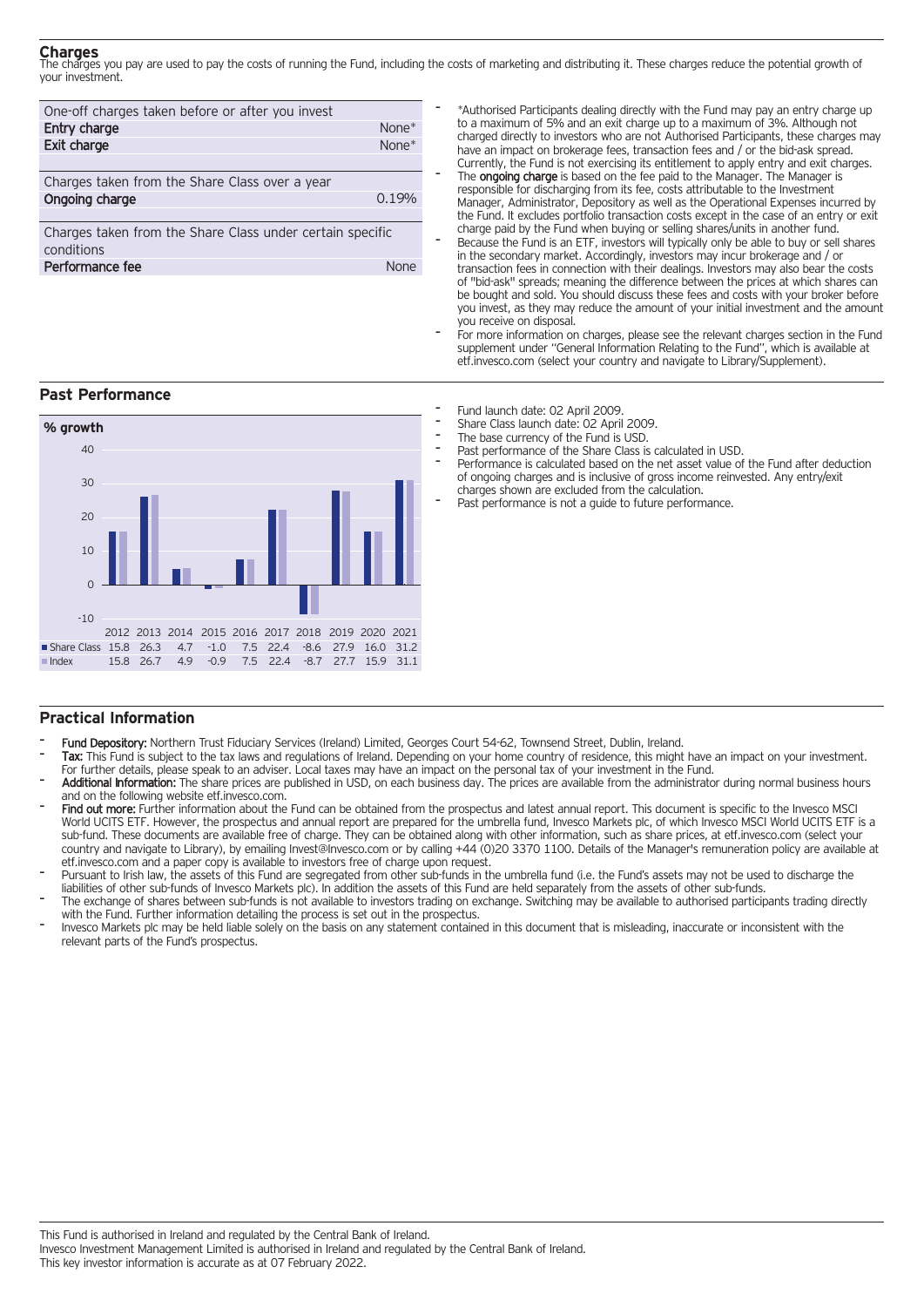## Charges

The charges you pay are used to pay the costs of running the Fund, including the costs of marketing and distributing it. These charges reduce the potential growth of your investment.

| One-off charges taken before or after you invest | |
| --- | --- |
| **Entry charge** | None* |
| **Exit charge** | None* |
| **Charges taken from the Share Class over a year** | |
| **Ongoing charge** | 0.19% |
| **Charges taken from the Share Class under certain specific conditions** | |
| **Performance fee** | None |

- *Authorised Participants dealing directly with the Fund may pay an entry charge up to a maximum of 5% and an exit charge up to a maximum of 3%. Although not charged directly to investors who are not Authorised Participants, these charges may have an impact on brokerage fees, transaction fees and / or the bid-ask spread. Currently, the Fund is not exercising its entitlement to apply entry and exit charges.
- The **ongoing charge** is based on the fee paid to the Manager. The Manager is responsible for discharging from its fee, costs attributable to the Investment Manager, Administrator, Depository as well as the Operational Expenses incurred by the Fund. It excludes portfolio transaction costs except in the case of an entry or exit charge paid by the Fund when buying or selling shares/units in another fund.
- Because the Fund is an ETF, investors will typically only be able to buy or sell shares in the secondary market. Accordingly, investors may incur brokerage and / or transaction fees in connection with their dealings. Investors may also bear the costs of "bid-ask" spreads; meaning the difference between the prices at which shares can be bought and sold. You should discuss these fees and costs with your broker before you invest, as they may reduce the amount of your initial investment and the amount you receive on disposal.
- For more information on charges, please see the relevant charges section in the Fund supplement under "General Information Relating to the Fund", which is available at etf.invesco.com (select your country and navigate to Library/Supplement).

## Past Performance

% growth

40
30
20
10
0
-10

2012 2013 2014 2015 2016 2017 2018 2019 2020 2021

Share Class 15.8 26.3 4.7 -1.0 7.5 22.4 -8.6 27.9 16.0 31.2

Index 15.8 26.7 4.9 -0.9 7.5 22.4 -8.7 27.7 15.9 31.1

- Fund launch date: 02 April 2009.
- Share Class launch date: 02 April 2009.
- The base currency of the Fund is USD.
- Past performance of the Share Class is calculated in USD.
- Performance is calculated based on the net asset value of the Fund after deduction of ongoing charges and is inclusive of gross income reinvested. Any entry/exit charges shown are excluded from the calculation.
- Past performance is not a guide to future performance.

## Practical Information

- **Fund Depository:** Northern Trust Fiduciary Services (Ireland) Limited, Georges Court 54-62, Townsend Street, Dublin, Ireland.
- **Tax:** This Fund is subject to the tax laws and regulations of Ireland. Depending on your home country of residence, this might have an impact on your investment. For further details, please speak to an adviser. Local taxes may have an impact on the personal tax of your investment in the Fund.
- **Additional Information:** The share prices are published in USD, on each business day. The prices are available from the administrator during normal business hours and on the following website etf.invesco.com.
- **Find out more:** Further information about the Fund can be obtained from the prospectus and latest annual report. This document is specific to the Invesco MSCI World UCITS ETF. However, the prospectus and annual report are prepared for the umbrella fund, Invesco Markets plc, of which Invesco MSCI World UCITS ETF is a sub-fund. These documents are available free of charge. They can be obtained along with other information, such as share prices, at etf.invesco.com (select your country and navigate to Library), by emailing Invest@Invesco.com or by calling +44 (0)20 3370 1100. Details of the Manager's remuneration policy are available at etf.invesco.com and a paper copy is available to investors free of charge upon request.
- Pursuant to Irish law, the assets of this Fund are segregated from other sub-funds in the umbrella fund (i.e. the Fund's assets may not be used to discharge the liabilities of other sub-funds of Invesco Markets plc). In addition the assets of this Fund are held separately from the assets of other sub-funds.
- The exchange of shares between sub-funds is not available to investors trading on exchange. Switching may be available to authorised participants trading directly with the Fund. Further information detailing the process is set out in the prospectus.
- Invesco Markets plc may be held liable solely on the basis on any statement contained in this document that is misleading, inaccurate or inconsistent with the relevant parts of the Fund's prospectus.

This Fund is authorised in Ireland and regulated by the Central Bank of Ireland.
Invesco Investment Management Limited is authorised in Ireland and regulated by the Central Bank of Ireland.
This key investor information is accurate as at 07 February 2022.